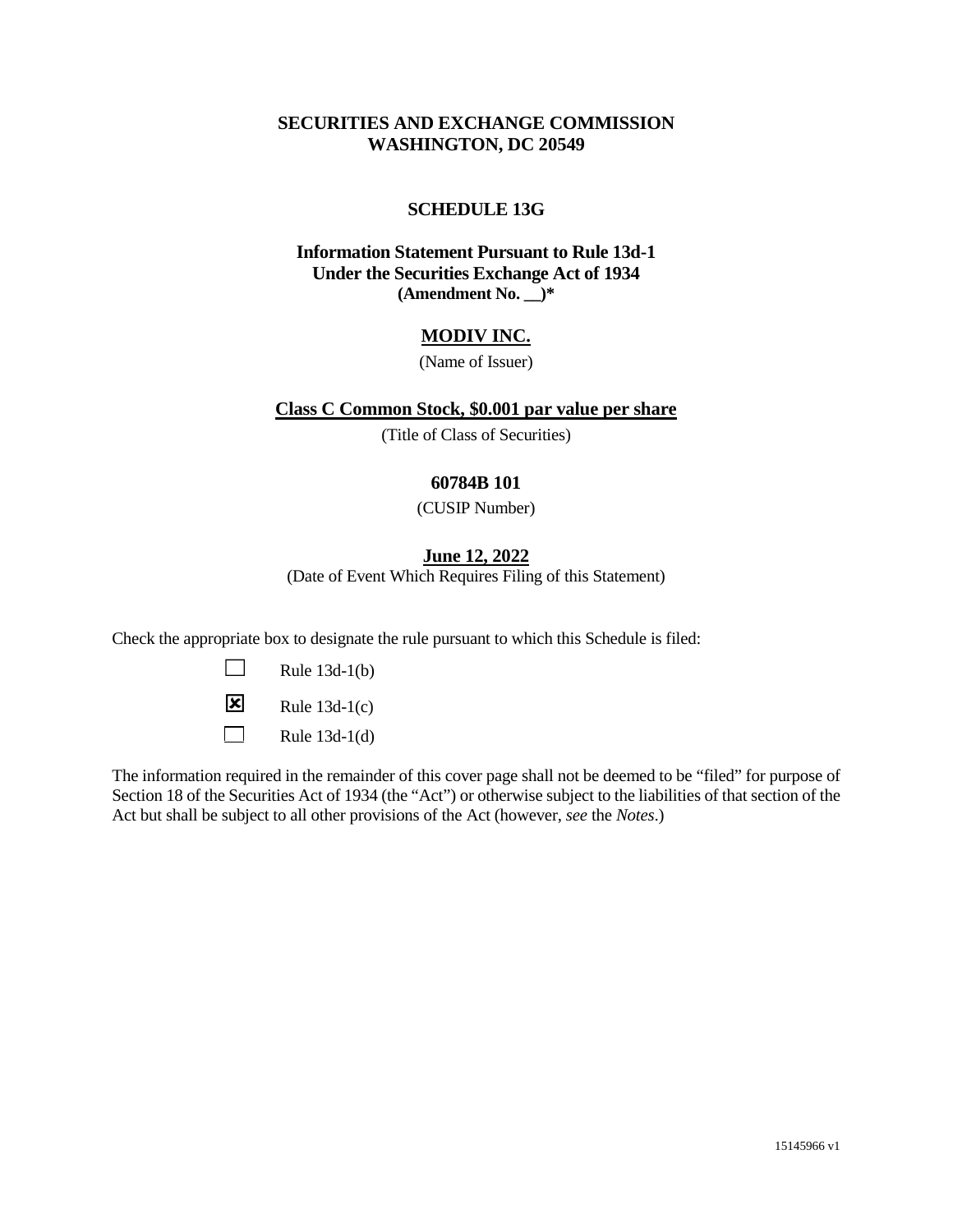**SECURITIES AND EXCHANGE COMMISSION**
**WASHINGTON, DC 20549**

**SCHEDULE 13G**

**Information Statement Pursuant to Rule 13d-1**
**Under the Securities Exchange Act of 1934**
**(Amendment No. __)***

**MODIV INC.**
(Name of Issuer)

**Class C Common Stock, $0.001 par value per share**
(Title of Class of Securities)

**60784B 101**
(CUSIP Number)

**June 12, 2022**
(Date of Event Which Requires Filing of this Statement)

Check the appropriate box to designate the rule pursuant to which this Schedule is filed:

☐ Rule 13d-1(b)

☒ Rule 13d-1(c)

☐ Rule 13d-1(d)

The information required in the remainder of this cover page shall not be deemed to be "filed" for purpose of Section 18 of the Securities Act of 1934 (the "Act") or otherwise subject to the liabilities of that section of the Act but shall be subject to all other provisions of the Act (however, *see* the *Notes*.)

15145966 v1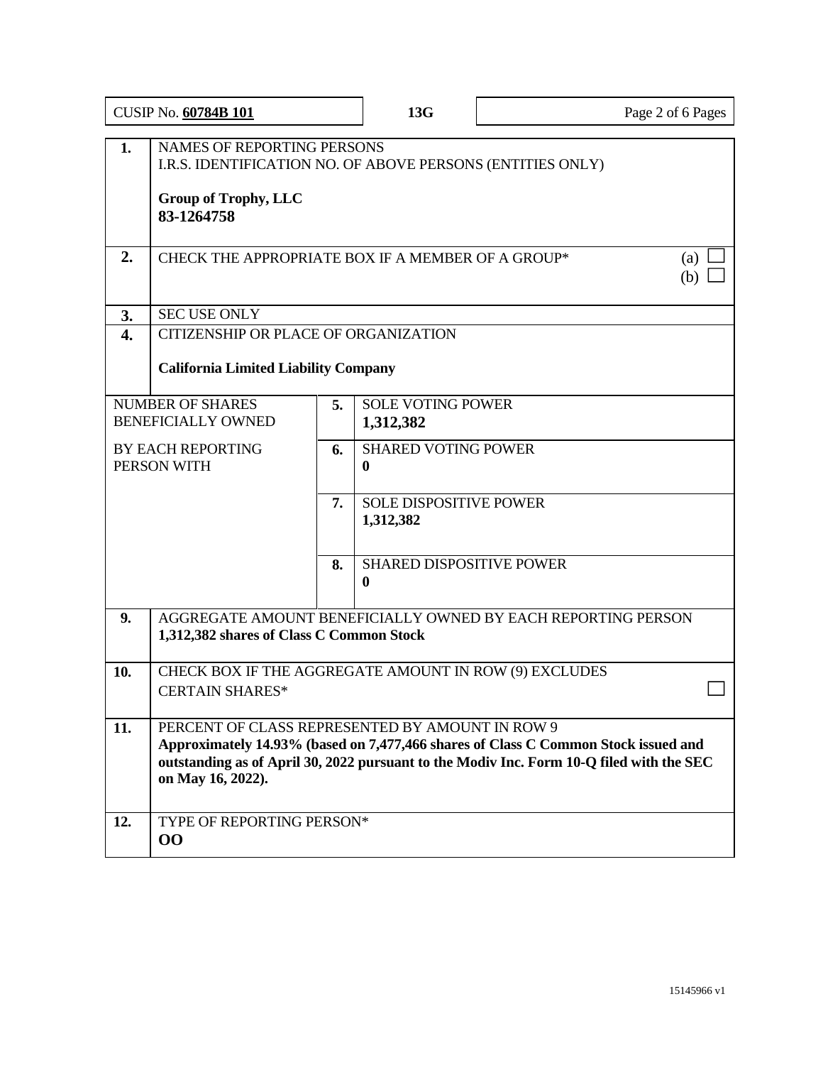| CUSIP No. **60784B 101** | **13G** | |
|---|---|---|

| | | | |
|---|---|---|---|
| **1.** | NAMES OF REPORTING PERSONS<br>I.R.S. IDENTIFICATION NO. OF ABOVE PERSONS (ENTITIES ONLY)<br><br>**Group of Trophy, LLC**<br>**83-1264758** | | |
| **2.** | CHECK THE APPROPRIATE BOX IF A MEMBER OF A GROUP* (a) ☐ (b) ☐ | | |
| **3.** | SEC USE ONLY | | |
| **4.** | CITIZENSHIP OR PLACE OF ORGANIZATION<br><br>**California Limited Liability Company** | | |
| NUMBER OF SHARES BENEFICIALLY OWNED BY EACH REPORTING PERSON WITH | | **5.** | SOLE VOTING POWER<br>**1,312,382** |
| | | **6.** | SHARED VOTING POWER<br>**0** |
| | | **7.** | SOLE DISPOSITIVE POWER<br>**1,312,382** |
| | | **8.** | SHARED DISPOSITIVE POWER<br>**0** |
| **9.** | AGGREGATE AMOUNT BENEFICIALLY OWNED BY EACH REPORTING PERSON<br>**1,312,382 shares of Class C Common Stock** | | |
| **10.** | CHECK BOX IF THE AGGREGATE AMOUNT IN ROW (9) EXCLUDES CERTAIN SHARES* ☐ | | |
| **11.** | PERCENT OF CLASS REPRESENTED BY AMOUNT IN ROW 9<br>**Approximately 14.93% (based on 7,477,466 shares of Class C Common Stock issued and outstanding as of April 30, 2022 pursuant to the Modiv Inc. Form 10-Q filed with the SEC on May 16, 2022).** | | |
| **12.** | TYPE OF REPORTING PERSON*<br>**OO** | | |

15145966 v1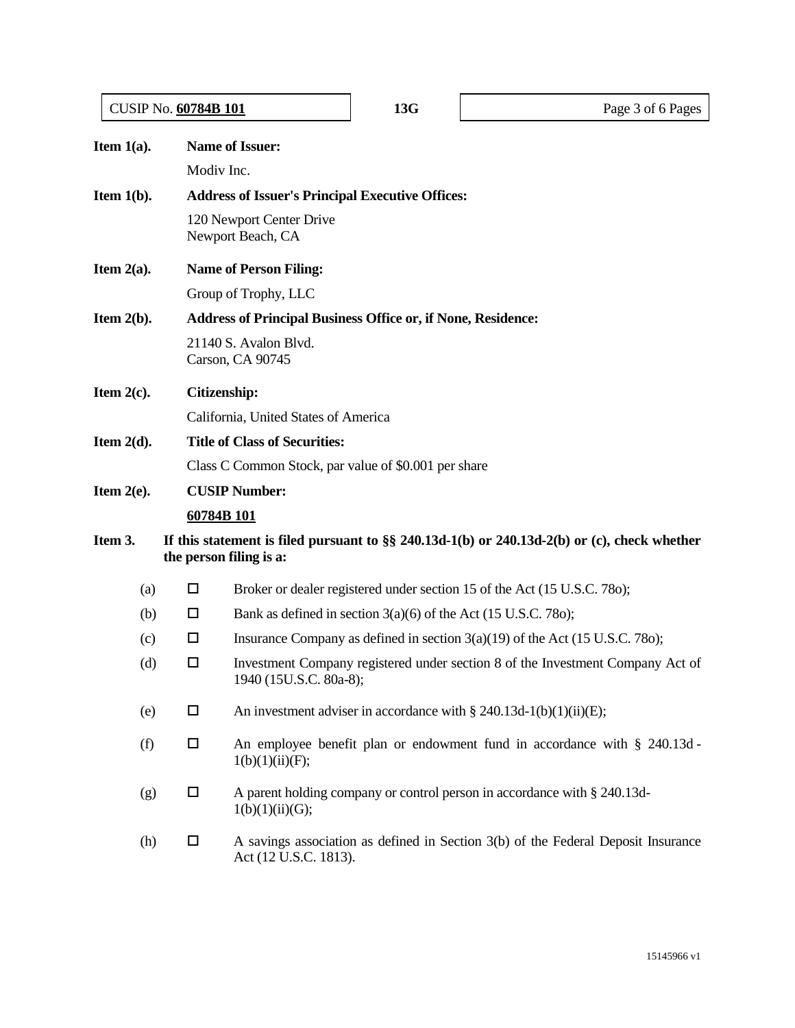**Item 1(a). Name of Issuer:**

Modiv Inc.

**Item 1(b). Address of Issuer's Principal Executive Offices:**

120 Newport Center Drive
Newport Beach, CA

**Item 2(a). Name of Person Filing:**

Group of Trophy, LLC

**Item 2(b). Address of Principal Business Office or, if None, Residence:**

21140 S. Avalon Blvd.
Carson, CA 90745

**Item 2(c). Citizenship:**

California, United States of America

**Item 2(d). Title of Class of Securities:**

Class C Common Stock, par value of $0.001 per share

**Item 2(e). CUSIP Number:**

<u>**60784B 101**</u>

**Item 3. If this statement is filed pursuant to §§ 240.13d-1(b) or 240.13d-2(b) or (c), check whether the person filing is a:**

(a) ☐ Broker or dealer registered under section 15 of the Act (15 U.S.C. 78o);

(b) ☐ Bank as defined in section 3(a)(6) of the Act (15 U.S.C. 78o);

(c) ☐ Insurance Company as defined in section 3(a)(19) of the Act (15 U.S.C. 78o);

(d) ☐ Investment Company registered under section 8 of the Investment Company Act of 1940 (15U.S.C. 80a-8);

(e) ☐ An investment adviser in accordance with § 240.13d-1(b)(1)(ii)(E);

(f) ☐ An employee benefit plan or endowment fund in accordance with § 240.13d - 1(b)(1)(ii)(F);

(g) ☐ A parent holding company or control person in accordance with § 240.13d-1(b)(1)(ii)(G);

(h) ☐ A savings association as defined in Section 3(b) of the Federal Deposit Insurance Act (12 U.S.C. 1813).

15145966 v1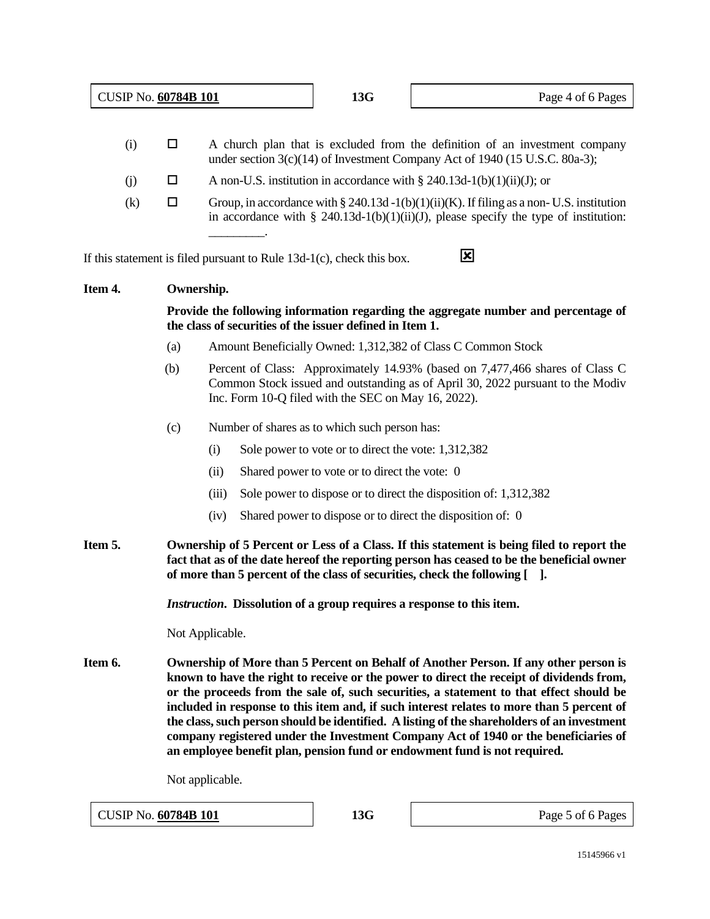(i) ☐ A church plan that is excluded from the definition of an investment company under section 3(c)(14) of Investment Company Act of 1940 (15 U.S.C. 80a-3);

(j) ☐ A non-U.S. institution in accordance with § 240.13d-1(b)(1)(ii)(J); or

(k) ☐ Group, in accordance with § 240.13d -1(b)(1)(ii)(K). If filing as a non- U.S. institution in accordance with § 240.13d-1(b)(1)(ii)(J), please specify the type of institution: _________.

If this statement is filed pursuant to Rule 13d-1(c), check this box. ☒

**Item 4. Ownership.**

**Provide the following information regarding the aggregate number and percentage of the class of securities of the issuer defined in Item 1.**

(a) Amount Beneficially Owned: 1,312,382 of Class C Common Stock

(b) Percent of Class: Approximately 14.93% (based on 7,477,466 shares of Class C Common Stock issued and outstanding as of April 30, 2022 pursuant to the Modiv Inc. Form 10-Q filed with the SEC on May 16, 2022).

(c) Number of shares as to which such person has:

(i) Sole power to vote or to direct the vote: 1,312,382

(ii) Shared power to vote or to direct the vote: 0

(iii) Sole power to dispose or to direct the disposition of: 1,312,382

(iv) Shared power to dispose or to direct the disposition of: 0

**Item 5. Ownership of 5 Percent or Less of a Class. If this statement is being filed to report the fact that as of the date hereof the reporting person has ceased to be the beneficial owner of more than 5 percent of the class of securities, check the following [ ].**

***Instruction*. Dissolution of a group requires a response to this item.**

Not Applicable.

**Item 6. Ownership of More than 5 Percent on Behalf of Another Person. If any other person is known to have the right to receive or the power to direct the receipt of dividends from, or the proceeds from the sale of, such securities, a statement to that effect should be included in response to this item and, if such interest relates to more than 5 percent of the class, such person should be identified. A listing of the shareholders of an investment company registered under the Investment Company Act of 1940 or the beneficiaries of an employee benefit plan, pension fund or endowment fund is not required.**

Not applicable.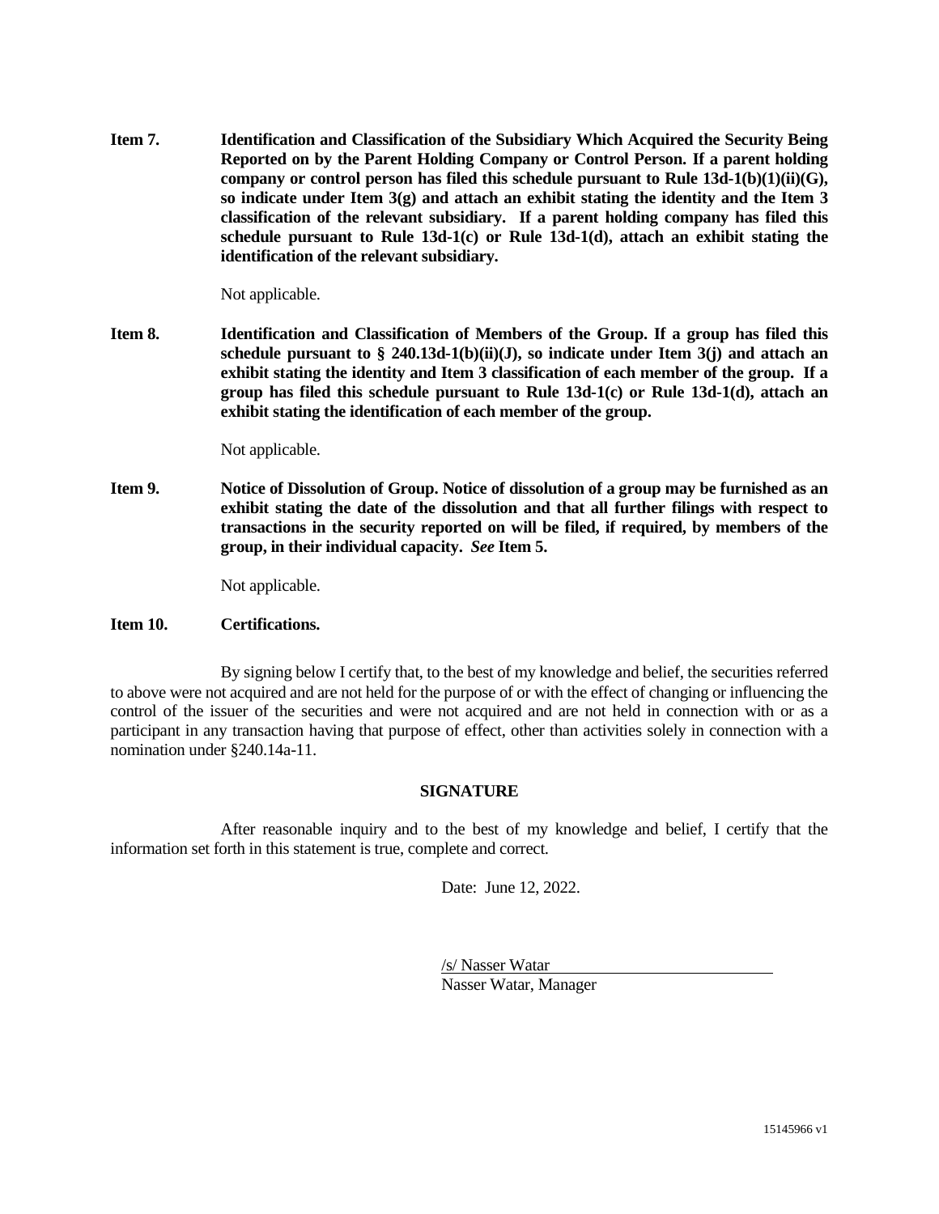**Item 7. Identification and Classification of the Subsidiary Which Acquired the Security Being Reported on by the Parent Holding Company or Control Person. If a parent holding company or control person has filed this schedule pursuant to Rule 13d-1(b)(1)(ii)(G), so indicate under Item 3(g) and attach an exhibit stating the identity and the Item 3 classification of the relevant subsidiary. If a parent holding company has filed this schedule pursuant to Rule 13d-1(c) or Rule 13d-1(d), attach an exhibit stating the identification of the relevant subsidiary.**

Not applicable.

**Item 8. Identification and Classification of Members of the Group. If a group has filed this schedule pursuant to § 240.13d-1(b)(ii)(J), so indicate under Item 3(j) and attach an exhibit stating the identity and Item 3 classification of each member of the group. If a group has filed this schedule pursuant to Rule 13d-1(c) or Rule 13d-1(d), attach an exhibit stating the identification of each member of the group.**

Not applicable.

**Item 9. Notice of Dissolution of Group. Notice of dissolution of a group may be furnished as an exhibit stating the date of the dissolution and that all further filings with respect to transactions in the security reported on will be filed, if required, by members of the group, in their individual capacity. *See* Item 5.**

Not applicable.

**Item 10. Certifications.**

By signing below I certify that, to the best of my knowledge and belief, the securities referred to above were not acquired and are not held for the purpose of or with the effect of changing or influencing the control of the issuer of the securities and were not acquired and are not held in connection with or as a participant in any transaction having that purpose of effect, other than activities solely in connection with a nomination under §240.14a-11.

**SIGNATURE**

After reasonable inquiry and to the best of my knowledge and belief, I certify that the information set forth in this statement is true, complete and correct.

Date: June 12, 2022.

/s/ Nasser Watar
Nasser Watar, Manager

15145966 v1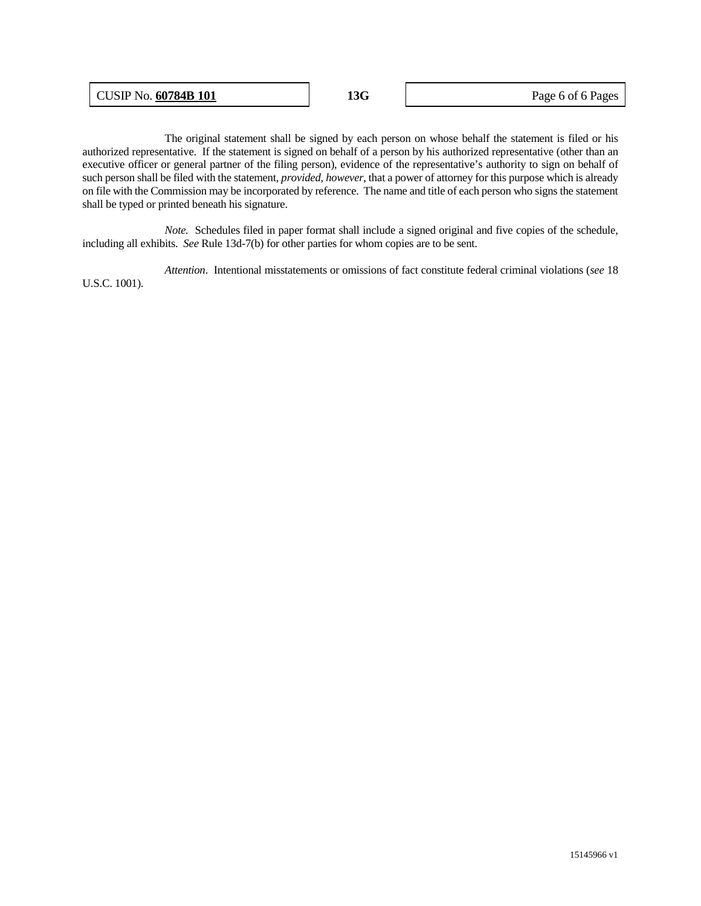The original statement shall be signed by each person on whose behalf the statement is filed or his authorized representative. If the statement is signed on behalf of a person by his authorized representative (other than an executive officer or general partner of the filing person), evidence of the representative's authority to sign on behalf of such person shall be filed with the statement, *provided, however*, that a power of attorney for this purpose which is already on file with the Commission may be incorporated by reference. The name and title of each person who signs the statement shall be typed or printed beneath his signature.

*Note.* Schedules filed in paper format shall include a signed original and five copies of the schedule, including all exhibits. *See* Rule 13d-7(b) for other parties for whom copies are to be sent.

*Attention*. Intentional misstatements or omissions of fact constitute federal criminal violations (*see* 18 U.S.C. 1001).

15145966 v1